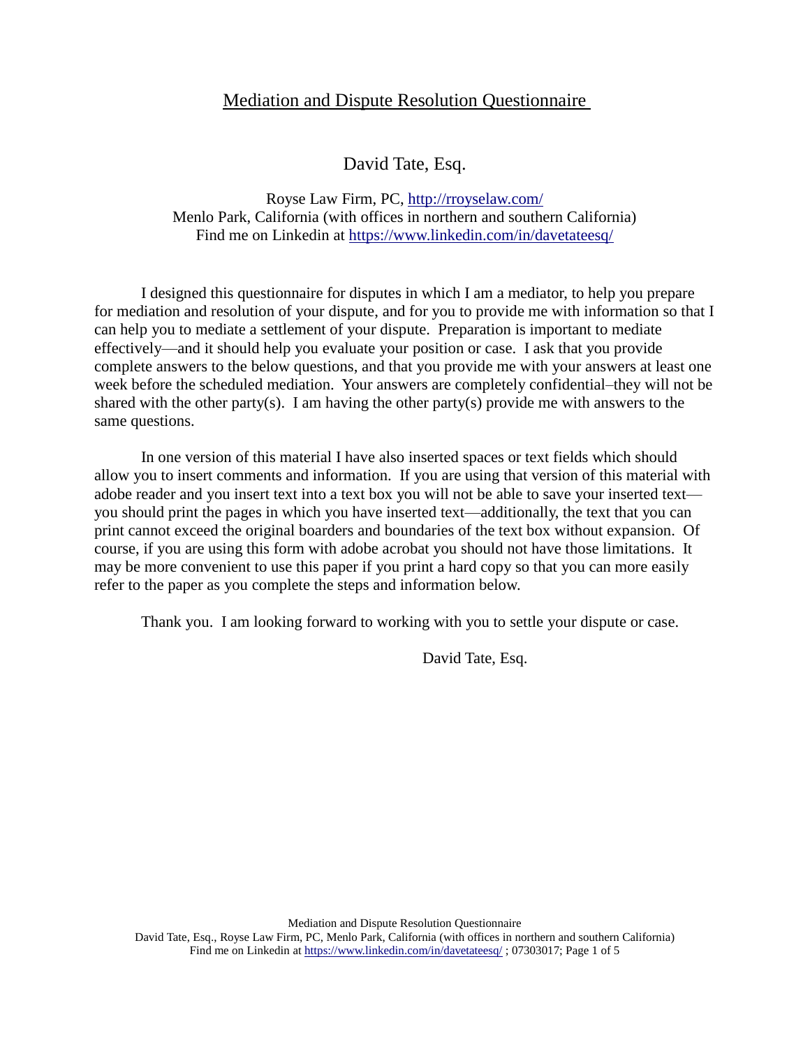# Mediation and Dispute Resolution Questionnaire

David Tate, Esq.

Royse Law Firm, PC, http://rroyselaw.com/
Menlo Park, California (with offices in northern and southern California)
Find me on Linkedin at https://www.linkedin.com/in/davetateesq/

I designed this questionnaire for disputes in which I am a mediator, to help you prepare for mediation and resolution of your dispute, and for you to provide me with information so that I can help you to mediate a settlement of your dispute. Preparation is important to mediate effectively—and it should help you evaluate your position or case. I ask that you provide complete answers to the below questions, and that you provide me with your answers at least one week before the scheduled mediation. Your answers are completely confidential–they will not be shared with the other party(s). I am having the other party(s) provide me with answers to the same questions.

In one version of this material I have also inserted spaces or text fields which should allow you to insert comments and information. If you are using that version of this material with adobe reader and you insert text into a text box you will not be able to save your inserted text—you should print the pages in which you have inserted text—additionally, the text that you can print cannot exceed the original boarders and boundaries of the text box without expansion. Of course, if you are using this form with adobe acrobat you should not have those limitations. It may be more convenient to use this paper if you print a hard copy so that you can more easily refer to the paper as you complete the steps and information below.

Thank you. I am looking forward to working with you to settle your dispute or case.

David Tate, Esq.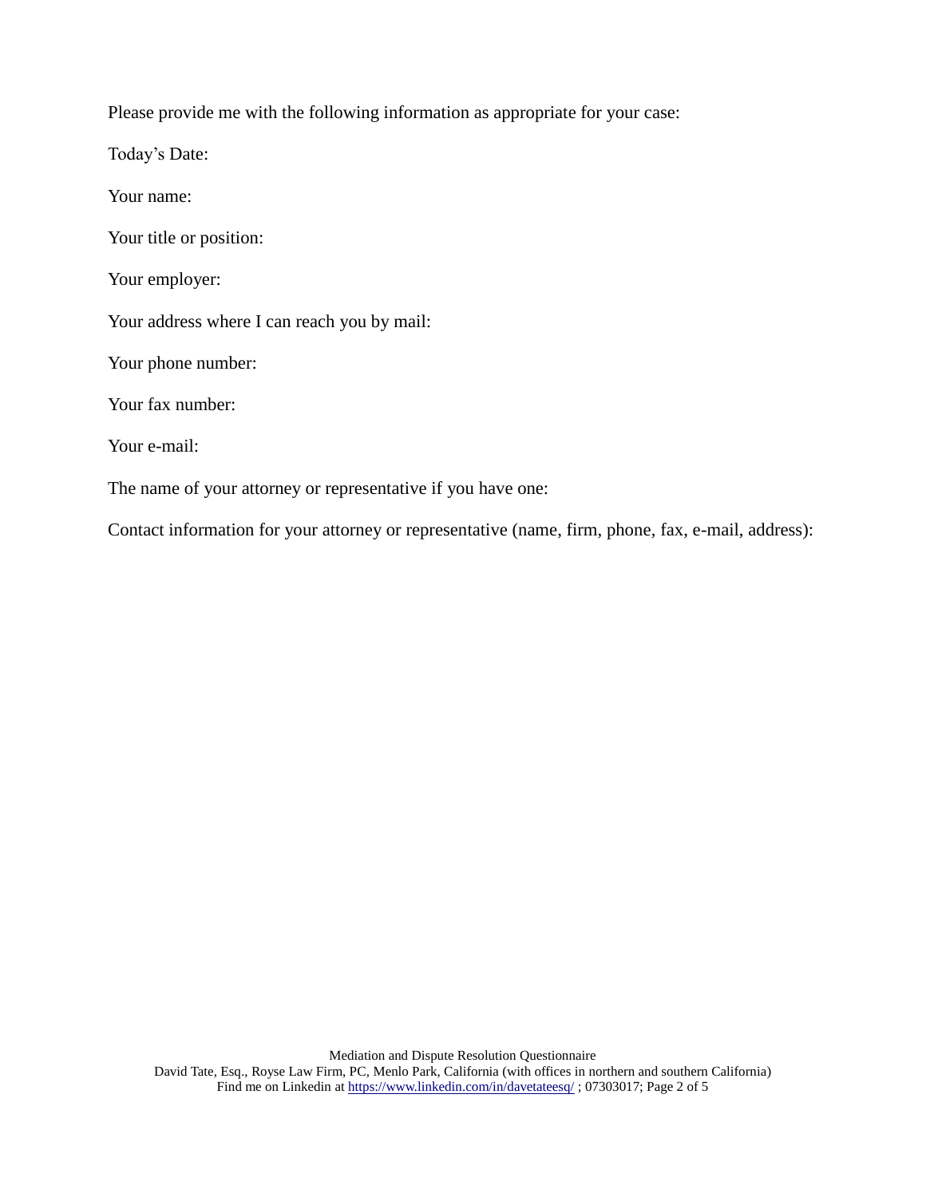Please provide me with the following information as appropriate for your case:

Today's Date:

Your name:

Your title or position:

Your employer:

Your address where I can reach you by mail:

Your phone number:

Your fax number:

Your e-mail:

The name of your attorney or representative if you have one:

Contact information for your attorney or representative (name, firm, phone, fax, e-mail, address):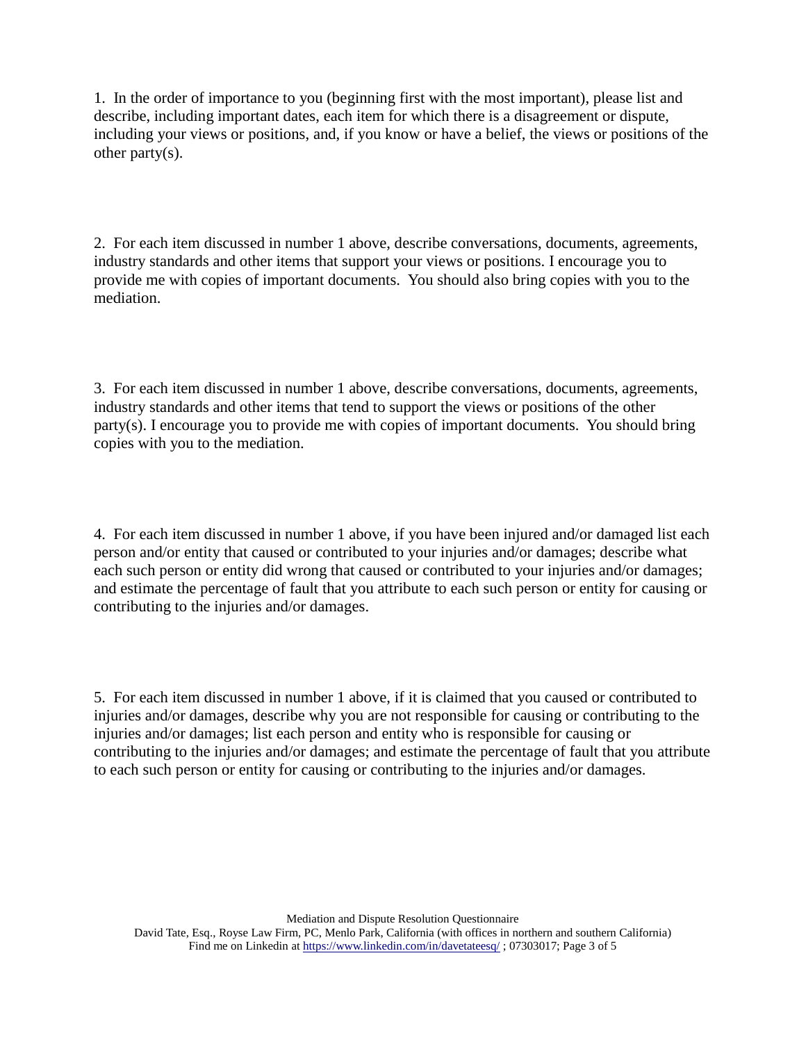1. In the order of importance to you (beginning first with the most important), please list and describe, including important dates, each item for which there is a disagreement or dispute, including your views or positions, and, if you know or have a belief, the views or positions of the other party(s).

2. For each item discussed in number 1 above, describe conversations, documents, agreements, industry standards and other items that support your views or positions. I encourage you to provide me with copies of important documents. You should also bring copies with you to the mediation.

3. For each item discussed in number 1 above, describe conversations, documents, agreements, industry standards and other items that tend to support the views or positions of the other party(s). I encourage you to provide me with copies of important documents. You should bring copies with you to the mediation.

4. For each item discussed in number 1 above, if you have been injured and/or damaged list each person and/or entity that caused or contributed to your injuries and/or damages; describe what each such person or entity did wrong that caused or contributed to your injuries and/or damages; and estimate the percentage of fault that you attribute to each such person or entity for causing or contributing to the injuries and/or damages.

5. For each item discussed in number 1 above, if it is claimed that you caused or contributed to injuries and/or damages, describe why you are not responsible for causing or contributing to the injuries and/or damages; list each person and entity who is responsible for causing or contributing to the injuries and/or damages; and estimate the percentage of fault that you attribute to each such person or entity for causing or contributing to the injuries and/or damages.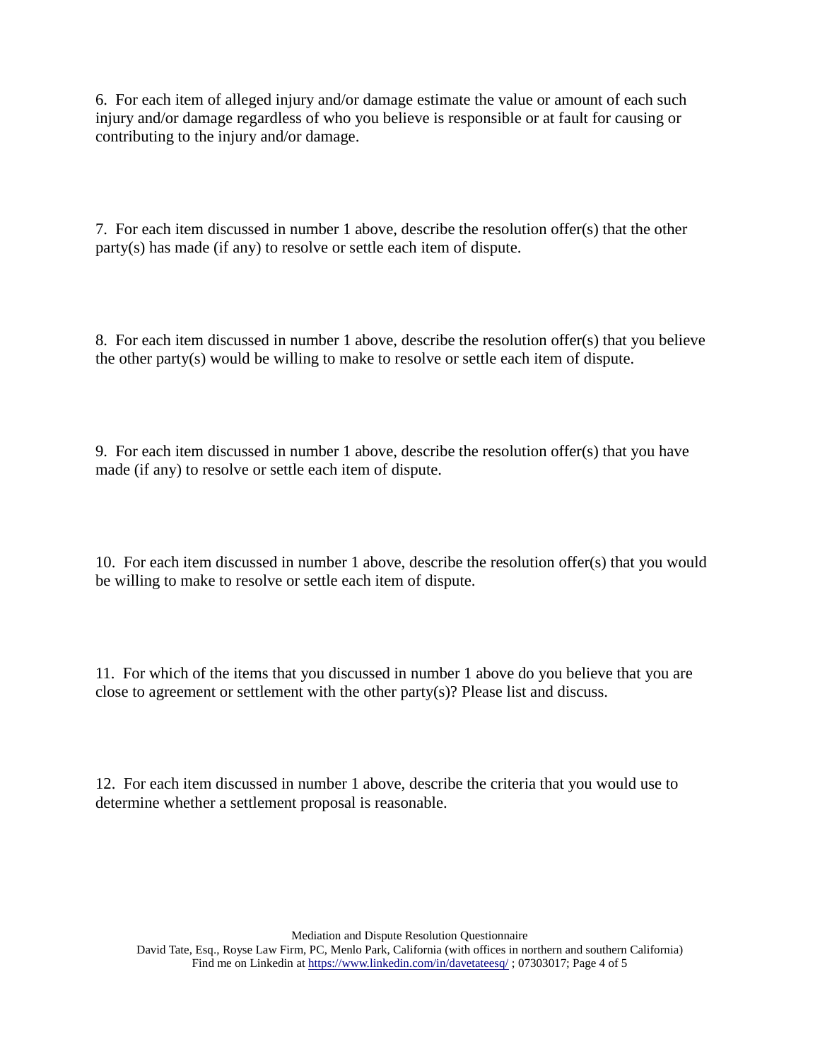6. For each item of alleged injury and/or damage estimate the value or amount of each such injury and/or damage regardless of who you believe is responsible or at fault for causing or contributing to the injury and/or damage.

7. For each item discussed in number 1 above, describe the resolution offer(s) that the other party(s) has made (if any) to resolve or settle each item of dispute.

8. For each item discussed in number 1 above, describe the resolution offer(s) that you believe the other party(s) would be willing to make to resolve or settle each item of dispute.

9. For each item discussed in number 1 above, describe the resolution offer(s) that you have made (if any) to resolve or settle each item of dispute.

10. For each item discussed in number 1 above, describe the resolution offer(s) that you would be willing to make to resolve or settle each item of dispute.

11. For which of the items that you discussed in number 1 above do you believe that you are close to agreement or settlement with the other party(s)? Please list and discuss.

12. For each item discussed in number 1 above, describe the criteria that you would use to determine whether a settlement proposal is reasonable.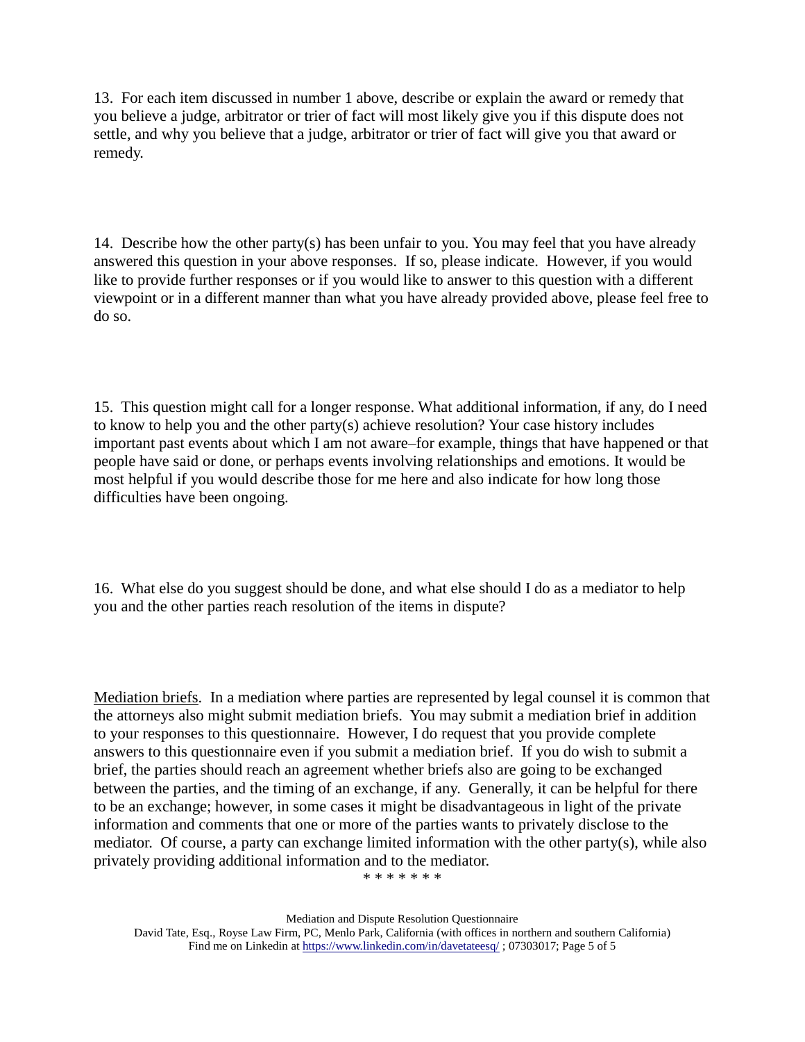13. For each item discussed in number 1 above, describe or explain the award or remedy that you believe a judge, arbitrator or trier of fact will most likely give you if this dispute does not settle, and why you believe that a judge, arbitrator or trier of fact will give you that award or remedy.

14. Describe how the other party(s) has been unfair to you. You may feel that you have already answered this question in your above responses. If so, please indicate. However, if you would like to provide further responses or if you would like to answer to this question with a different viewpoint or in a different manner than what you have already provided above, please feel free to do so.

15. This question might call for a longer response. What additional information, if any, do I need to know to help you and the other party(s) achieve resolution? Your case history includes important past events about which I am not aware–for example, things that have happened or that people have said or done, or perhaps events involving relationships and emotions. It would be most helpful if you would describe those for me here and also indicate for how long those difficulties have been ongoing.

16. What else do you suggest should be done, and what else should I do as a mediator to help you and the other parties reach resolution of the items in dispute?

<u>Mediation briefs</u>. In a mediation where parties are represented by legal counsel it is common that the attorneys also might submit mediation briefs. You may submit a mediation brief in addition to your responses to this questionnaire. However, I do request that you provide complete answers to this questionnaire even if you submit a mediation brief. If you do wish to submit a brief, the parties should reach an agreement whether briefs also are going to be exchanged between the parties, and the timing of an exchange, if any. Generally, it can be helpful for there to be an exchange; however, in some cases it might be disadvantageous in light of the private information and comments that one or more of the parties wants to privately disclose to the mediator. Of course, a party can exchange limited information with the other party(s), while also privately providing additional information and to the mediator.

* * * * * * *